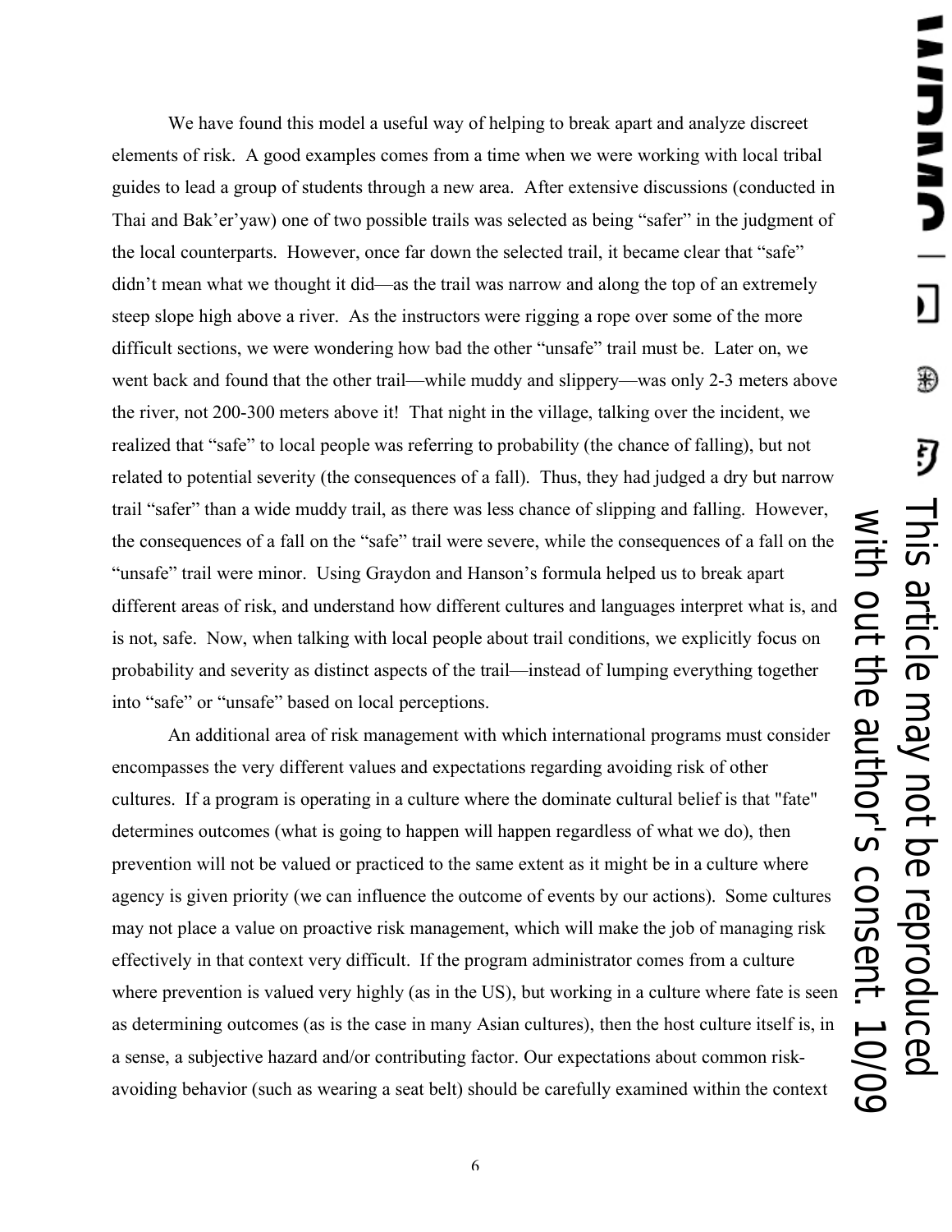We have found this model a useful way of helping to break apart and analyze discreet elements of risk. A good examples comes from a time when we were working with local tribal guides to lead a group of students through a new area. After extensive discussions (conducted in Thai and Bak'er'yaw) one of two possible trails was selected as being "safer" in the judgment of the local counterparts. However, once far down the selected trail, it became clear that "safe" didn't mean what we thought it did—as the trail was narrow and along the top of an extremely steep slope high above a river. As the instructors were rigging a rope over some of the more difficult sections, we were wondering how bad the other "unsafe" trail must be. Later on, we went back and found that the other trail—while muddy and slippery—was only 2-3 meters above the river, not 200-300 meters above it! That night in the village, talking over the incident, we realized that "safe" to local people was referring to probability (the chance of falling), but not related to potential severity (the consequences of a fall). Thus, they had judged a dry but narrow trail "safer" than a wide muddy trail, as there was less chance of slipping and falling. However, the consequences of a fall on the "safe" trail were severe, while the consequences of a fall on the "unsafe" trail were minor. Using Graydon and Hanson's formula helped us to break apart different areas of risk, and understand how different cultures and languages interpret what is, and is not, safe. Now, when talking with local people about trail conditions, we explicitly focus on probability and severity as distinct aspects of the trail—instead of lumping everything together into "safe" or "unsafe" based on local perceptions.

An additional area of risk management with which international programs must consider encompasses the very different values and expectations regarding avoiding risk of other cultures. If a program is operating in a culture where the dominate cultural belief is that "fate" determines outcomes (what is going to happen will happen regardless of what we do), then prevention will not be valued or practiced to the same extent as it might be in a culture where agency is given priority (we can influence the outcome of events by our actions). Some cultures may not place a value on proactive risk management, which will make the job of managing risk effectively in that context very difficult. If the program administrator comes from a culture where prevention is valued very highly (as in the US), but working in a culture where fate is seen as determining outcomes (as is the case in many Asian cultures), then the host culture itself is, in a sense, a subjective hazard and/or contributing factor. Our expectations about common risk-avoiding behavior (such as wearing a seat belt) should be carefully examined within the context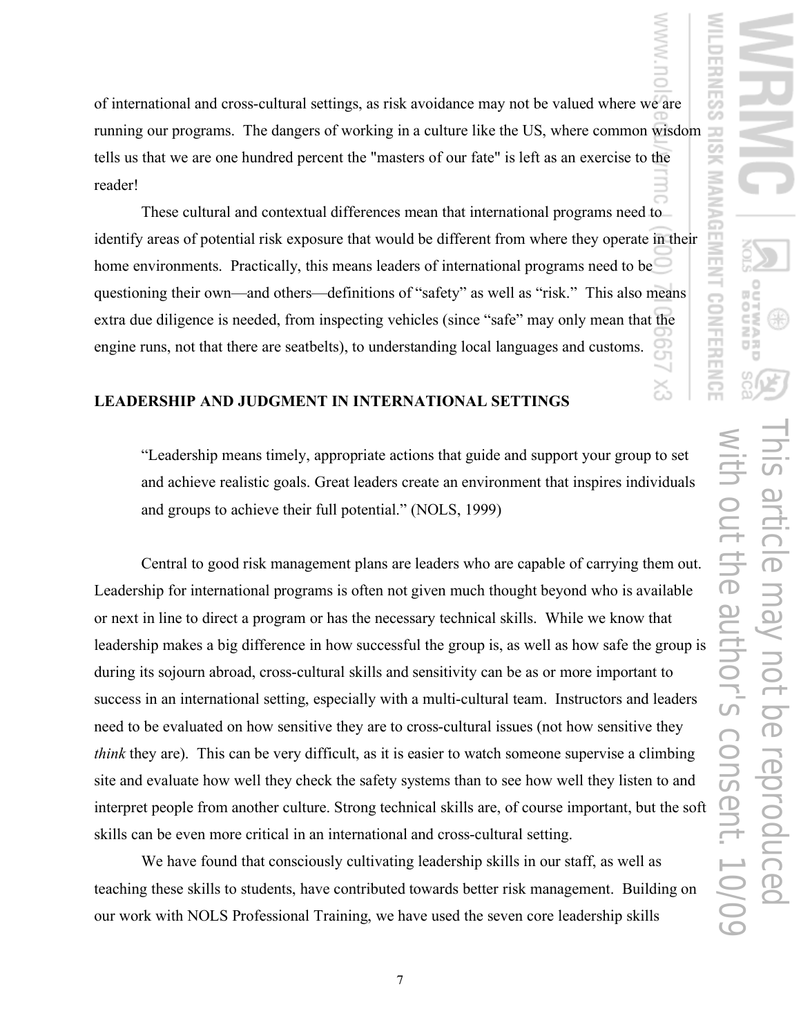of international and cross-cultural settings, as risk avoidance may not be valued where we are running our programs. The dangers of working in a culture like the US, where common wisdom tells us that we are one hundred percent the "masters of our fate" is left as an exercise to the reader!

These cultural and contextual differences mean that international programs need to identify areas of potential risk exposure that would be different from where they operate in their home environments. Practically, this means leaders of international programs need to be questioning their own—and others—definitions of "safety" as well as "risk." This also means extra due diligence is needed, from inspecting vehicles (since "safe" may only mean that the engine runs, not that there are seatbelts), to understanding local languages and customs.

## LEADERSHIP AND JUDGMENT IN INTERNATIONAL SETTINGS

> "Leadership means timely, appropriate actions that guide and support your group to set and achieve realistic goals. Great leaders create an environment that inspires individuals and groups to achieve their full potential." (NOLS, 1999)

Central to good risk management plans are leaders who are capable of carrying them out. Leadership for international programs is often not given much thought beyond who is available or next in line to direct a program or has the necessary technical skills. While we know that leadership makes a big difference in how successful the group is, as well as how safe the group is during its sojourn abroad, cross-cultural skills and sensitivity can be as or more important to success in an international setting, especially with a multi-cultural team. Instructors and leaders need to be evaluated on how sensitive they are to cross-cultural issues (not how sensitive they *think* they are). This can be very difficult, as it is easier to watch someone supervise a climbing site and evaluate how well they check the safety systems than to see how well they listen to and interpret people from another culture. Strong technical skills are, of course important, but the soft skills can be even more critical in an international and cross-cultural setting.

We have found that consciously cultivating leadership skills in our staff, as well as teaching these skills to students, have contributed towards better risk management. Building on our work with NOLS Professional Training, we have used the seven core leadership skills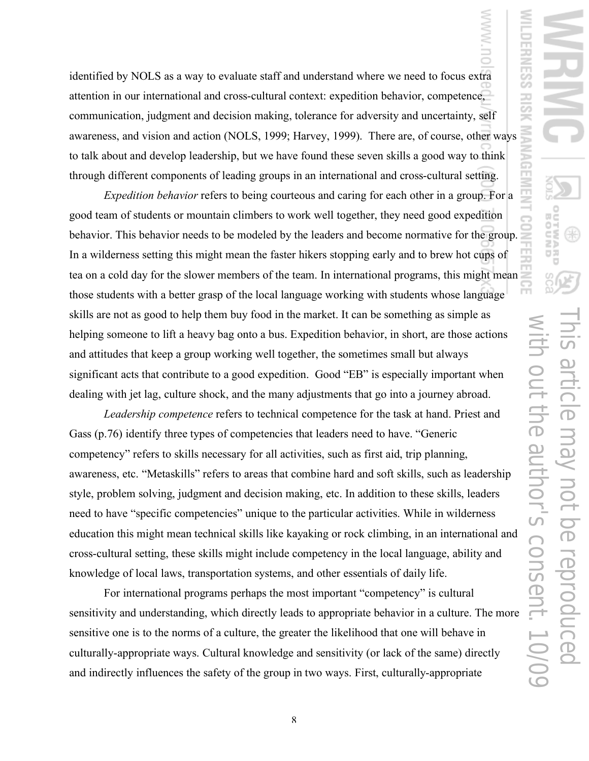identified by NOLS as a way to evaluate staff and understand where we need to focus extra attention in our international and cross-cultural context: expedition behavior, competence, communication, judgment and decision making, tolerance for adversity and uncertainty, self awareness, and vision and action (NOLS, 1999; Harvey, 1999). There are, of course, other ways to talk about and develop leadership, but we have found these seven skills a good way to think through different components of leading groups in an international and cross-cultural setting.

*Expedition behavior* refers to being courteous and caring for each other in a group. For a good team of students or mountain climbers to work well together, they need good expedition behavior. This behavior needs to be modeled by the leaders and become normative for the group. In a wilderness setting this might mean the faster hikers stopping early and to brew hot cups of tea on a cold day for the slower members of the team. In international programs, this might mean those students with a better grasp of the local language working with students whose language skills are not as good to help them buy food in the market. It can be something as simple as helping someone to lift a heavy bag onto a bus. Expedition behavior, in short, are those actions and attitudes that keep a group working well together, the sometimes small but always significant acts that contribute to a good expedition. Good "EB" is especially important when dealing with jet lag, culture shock, and the many adjustments that go into a journey abroad.

*Leadership competence* refers to technical competence for the task at hand. Priest and Gass (p.76) identify three types of competencies that leaders need to have. "Generic competency" refers to skills necessary for all activities, such as first aid, trip planning, awareness, etc. "Metaskills" refers to areas that combine hard and soft skills, such as leadership style, problem solving, judgment and decision making, etc. In addition to these skills, leaders need to have "specific competencies" unique to the particular activities. While in wilderness education this might mean technical skills like kayaking or rock climbing, in an international and cross-cultural setting, these skills might include competency in the local language, ability and knowledge of local laws, transportation systems, and other essentials of daily life.

For international programs perhaps the most important "competency" is cultural sensitivity and understanding, which directly leads to appropriate behavior in a culture. The more sensitive one is to the norms of a culture, the greater the likelihood that one will behave in culturally-appropriate ways. Cultural knowledge and sensitivity (or lack of the same) directly and indirectly influences the safety of the group in two ways. First, culturally-appropriate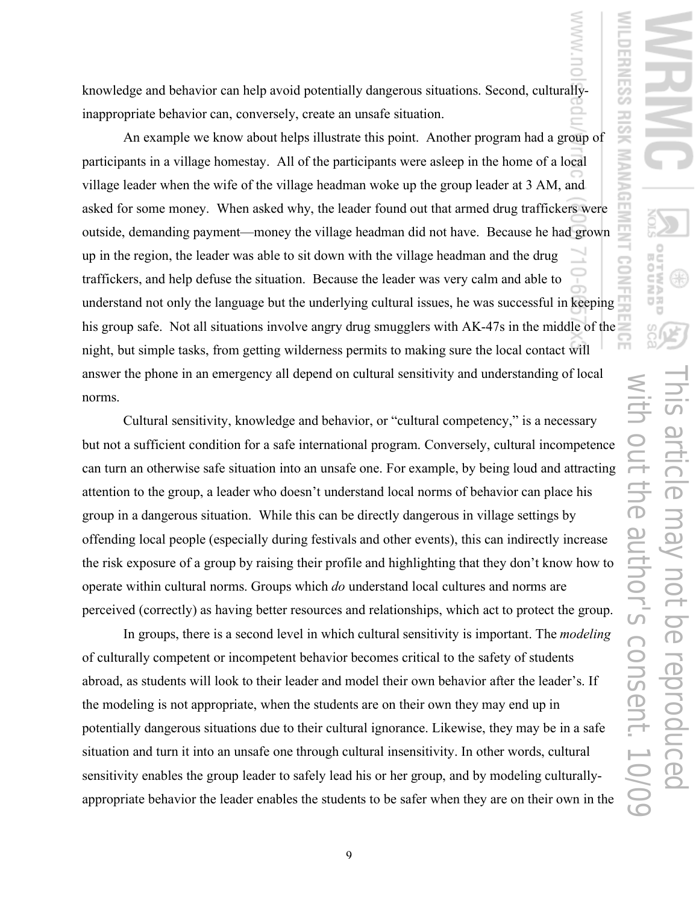knowledge and behavior can help avoid potentially dangerous situations. Second, culturally-inappropriate behavior can, conversely, create an unsafe situation.

An example we know about helps illustrate this point. Another program had a group of participants in a village homestay. All of the participants were asleep in the home of a local village leader when the wife of the village headman woke up the group leader at 3 AM, and asked for some money. When asked why, the leader found out that armed drug traffickers were outside, demanding payment—money the village headman did not have. Because he had grown up in the region, the leader was able to sit down with the village headman and the drug traffickers, and help defuse the situation. Because the leader was very calm and able to understand not only the language but the underlying cultural issues, he was successful in keeping his group safe. Not all situations involve angry drug smugglers with AK-47s in the middle of the night, but simple tasks, from getting wilderness permits to making sure the local contact will answer the phone in an emergency all depend on cultural sensitivity and understanding of local norms.

Cultural sensitivity, knowledge and behavior, or "cultural competency," is a necessary but not a sufficient condition for a safe international program. Conversely, cultural incompetence can turn an otherwise safe situation into an unsafe one. For example, by being loud and attracting attention to the group, a leader who doesn't understand local norms of behavior can place his group in a dangerous situation. While this can be directly dangerous in village settings by offending local people (especially during festivals and other events), this can indirectly increase the risk exposure of a group by raising their profile and highlighting that they don't know how to operate within cultural norms. Groups which *do* understand local cultures and norms are perceived (correctly) as having better resources and relationships, which act to protect the group.

In groups, there is a second level in which cultural sensitivity is important. The *modeling* of culturally competent or incompetent behavior becomes critical to the safety of students abroad, as students will look to their leader and model their own behavior after the leader's. If the modeling is not appropriate, when the students are on their own they may end up in potentially dangerous situations due to their cultural ignorance. Likewise, they may be in a safe situation and turn it into an unsafe one through cultural insensitivity. In other words, cultural sensitivity enables the group leader to safely lead his or her group, and by modeling culturally-appropriate behavior the leader enables the students to be safer when they are on their own in the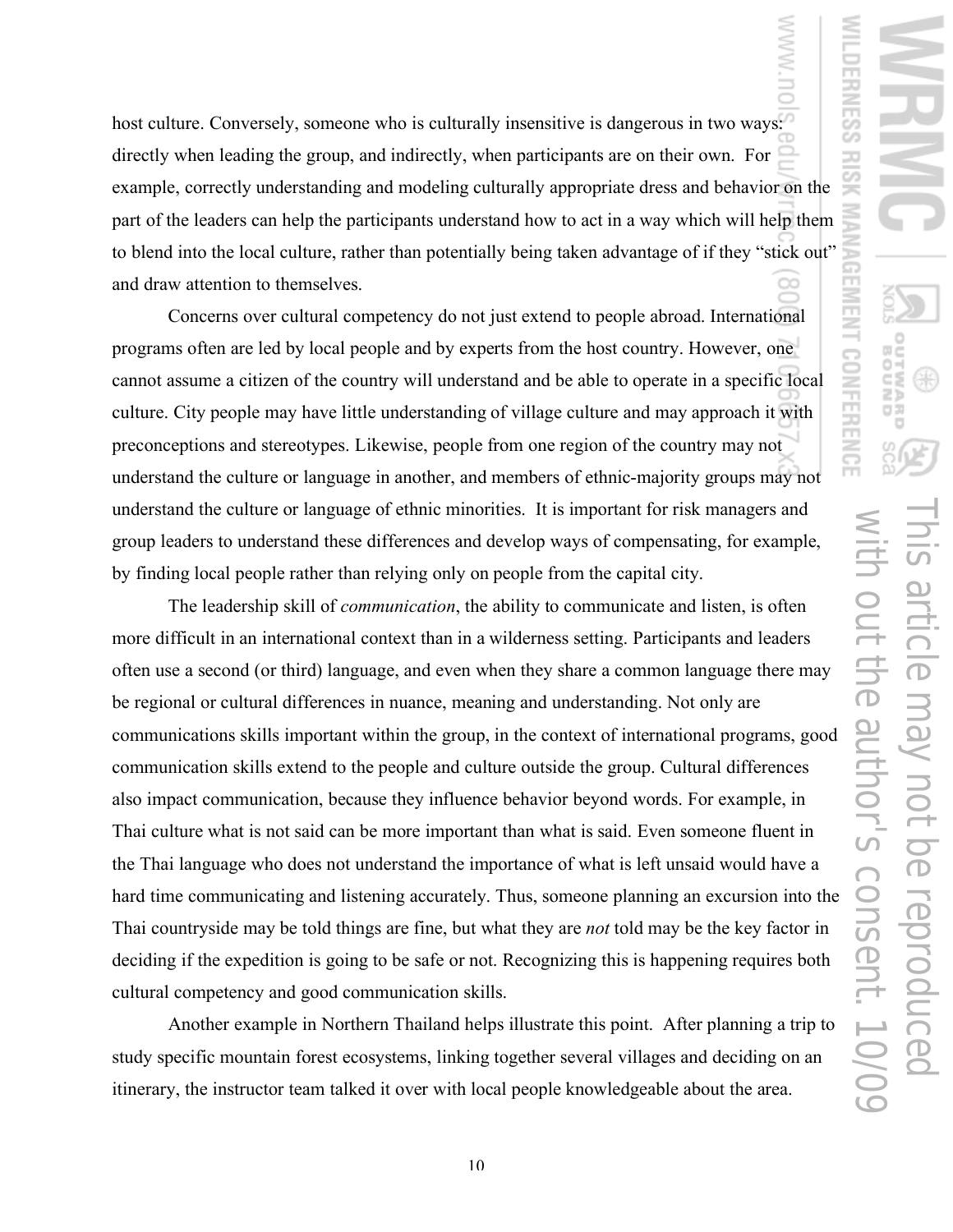host culture. Conversely, someone who is culturally insensitive is dangerous in two ways: directly when leading the group, and indirectly, when participants are on their own. For example, correctly understanding and modeling culturally appropriate dress and behavior on the part of the leaders can help the participants understand how to act in a way which will help them to blend into the local culture, rather than potentially being taken advantage of if they "stick out" and draw attention to themselves.

Concerns over cultural competency do not just extend to people abroad. International programs often are led by local people and by experts from the host country. However, one cannot assume a citizen of the country will understand and be able to operate in a specific local culture. City people may have little understanding of village culture and may approach it with preconceptions and stereotypes. Likewise, people from one region of the country may not understand the culture or language in another, and members of ethnic-majority groups may not understand the culture or language of ethnic minorities. It is important for risk managers and group leaders to understand these differences and develop ways of compensating, for example, by finding local people rather than relying only on people from the capital city.

The leadership skill of *communication*, the ability to communicate and listen, is often more difficult in an international context than in a wilderness setting. Participants and leaders often use a second (or third) language, and even when they share a common language there may be regional or cultural differences in nuance, meaning and understanding. Not only are communications skills important within the group, in the context of international programs, good communication skills extend to the people and culture outside the group. Cultural differences also impact communication, because they influence behavior beyond words. For example, in Thai culture what is not said can be more important than what is said. Even someone fluent in the Thai language who does not understand the importance of what is left unsaid would have a hard time communicating and listening accurately. Thus, someone planning an excursion into the Thai countryside may be told things are fine, but what they are *not* told may be the key factor in deciding if the expedition is going to be safe or not. Recognizing this is happening requires both cultural competency and good communication skills.

Another example in Northern Thailand helps illustrate this point. After planning a trip to study specific mountain forest ecosystems, linking together several villages and deciding on an itinerary, the instructor team talked it over with local people knowledgeable about the area.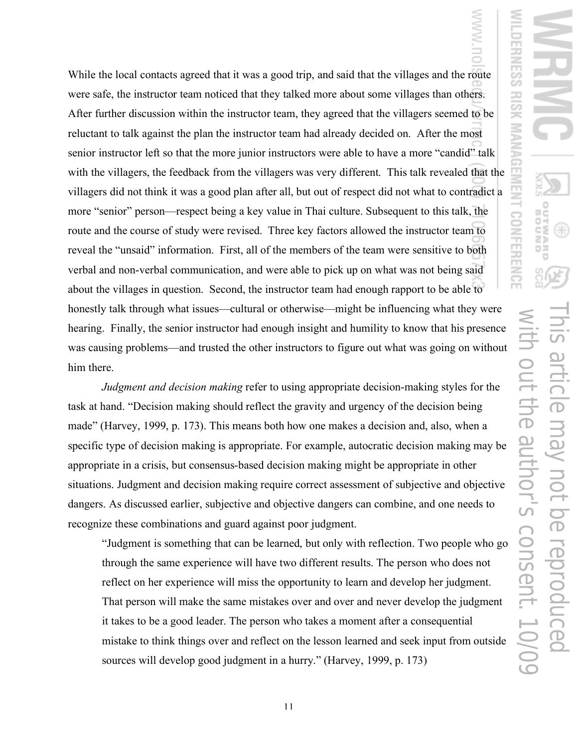While the local contacts agreed that it was a good trip, and said that the villages and the route were safe, the instructor team noticed that they talked more about some villages than others. After further discussion within the instructor team, they agreed that the villagers seemed to be reluctant to talk against the plan the instructor team had already decided on. After the most senior instructor left so that the more junior instructors were able to have a more "candid" talk with the villagers, the feedback from the villagers was very different. This talk revealed that the villagers did not think it was a good plan after all, but out of respect did not what to contradict a more "senior" person—respect being a key value in Thai culture. Subsequent to this talk, the route and the course of study were revised. Three key factors allowed the instructor team to reveal the "unsaid" information. First, all of the members of the team were sensitive to both verbal and non-verbal communication, and were able to pick up on what was not being said about the villages in question. Second, the instructor team had enough rapport to be able to honestly talk through what issues—cultural or otherwise—might be influencing what they were hearing. Finally, the senior instructor had enough insight and humility to know that his presence was causing problems—and trusted the other instructors to figure out what was going on without him there.

*Judgment and decision making* refer to using appropriate decision-making styles for the task at hand. "Decision making should reflect the gravity and urgency of the decision being made" (Harvey, 1999, p. 173). This means both how one makes a decision and, also, when a specific type of decision making is appropriate. For example, autocratic decision making may be appropriate in a crisis, but consensus-based decision making might be appropriate in other situations. Judgment and decision making require correct assessment of subjective and objective dangers. As discussed earlier, subjective and objective dangers can combine, and one needs to recognize these combinations and guard against poor judgment.

> "Judgment is something that can be learned, but only with reflection. Two people who go through the same experience will have two different results. The person who does not reflect on her experience will miss the opportunity to learn and develop her judgment. That person will make the same mistakes over and over and never develop the judgment it takes to be a good leader. The person who takes a moment after a consequential mistake to think things over and reflect on the lesson learned and seek input from outside sources will develop good judgment in a hurry." (Harvey, 1999, p. 173)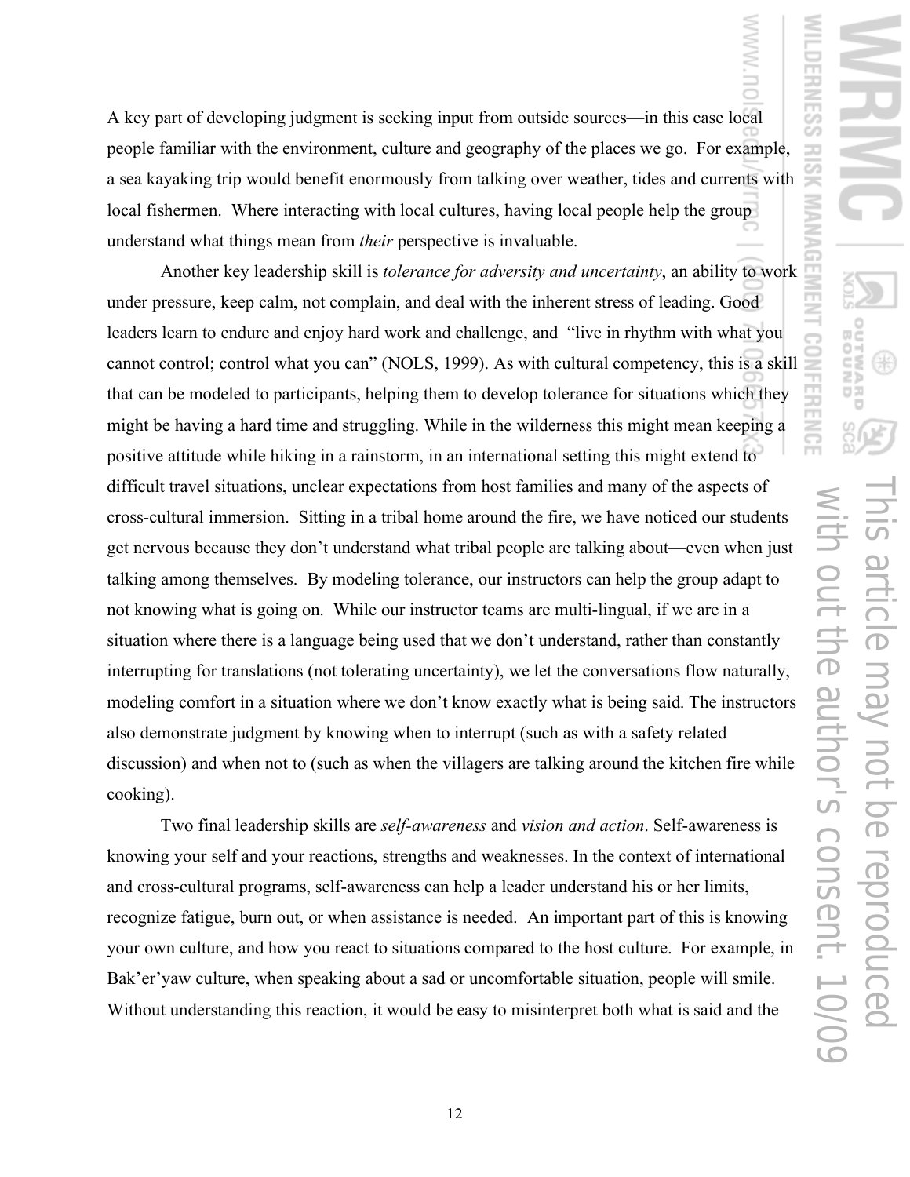A key part of developing judgment is seeking input from outside sources—in this case local people familiar with the environment, culture and geography of the places we go. For example, a sea kayaking trip would benefit enormously from talking over weather, tides and currents with local fishermen. Where interacting with local cultures, having local people help the group understand what things mean from *their* perspective is invaluable.

Another key leadership skill is *tolerance for adversity and uncertainty*, an ability to work under pressure, keep calm, not complain, and deal with the inherent stress of leading. Good leaders learn to endure and enjoy hard work and challenge, and "live in rhythm with what you cannot control; control what you can" (NOLS, 1999). As with cultural competency, this is a skill that can be modeled to participants, helping them to develop tolerance for situations which they might be having a hard time and struggling. While in the wilderness this might mean keeping a positive attitude while hiking in a rainstorm, in an international setting this might extend to difficult travel situations, unclear expectations from host families and many of the aspects of cross-cultural immersion. Sitting in a tribal home around the fire, we have noticed our students get nervous because they don't understand what tribal people are talking about—even when just talking among themselves. By modeling tolerance, our instructors can help the group adapt to not knowing what is going on. While our instructor teams are multi-lingual, if we are in a situation where there is a language being used that we don't understand, rather than constantly interrupting for translations (not tolerating uncertainty), we let the conversations flow naturally, modeling comfort in a situation where we don't know exactly what is being said. The instructors also demonstrate judgment by knowing when to interrupt (such as with a safety related discussion) and when not to (such as when the villagers are talking around the kitchen fire while cooking).

Two final leadership skills are *self-awareness* and *vision and action*. Self-awareness is knowing your self and your reactions, strengths and weaknesses. In the context of international and cross-cultural programs, self-awareness can help a leader understand his or her limits, recognize fatigue, burn out, or when assistance is needed. An important part of this is knowing your own culture, and how you react to situations compared to the host culture. For example, in Bak'er'yaw culture, when speaking about a sad or uncomfortable situation, people will smile. Without understanding this reaction, it would be easy to misinterpret both what is said and the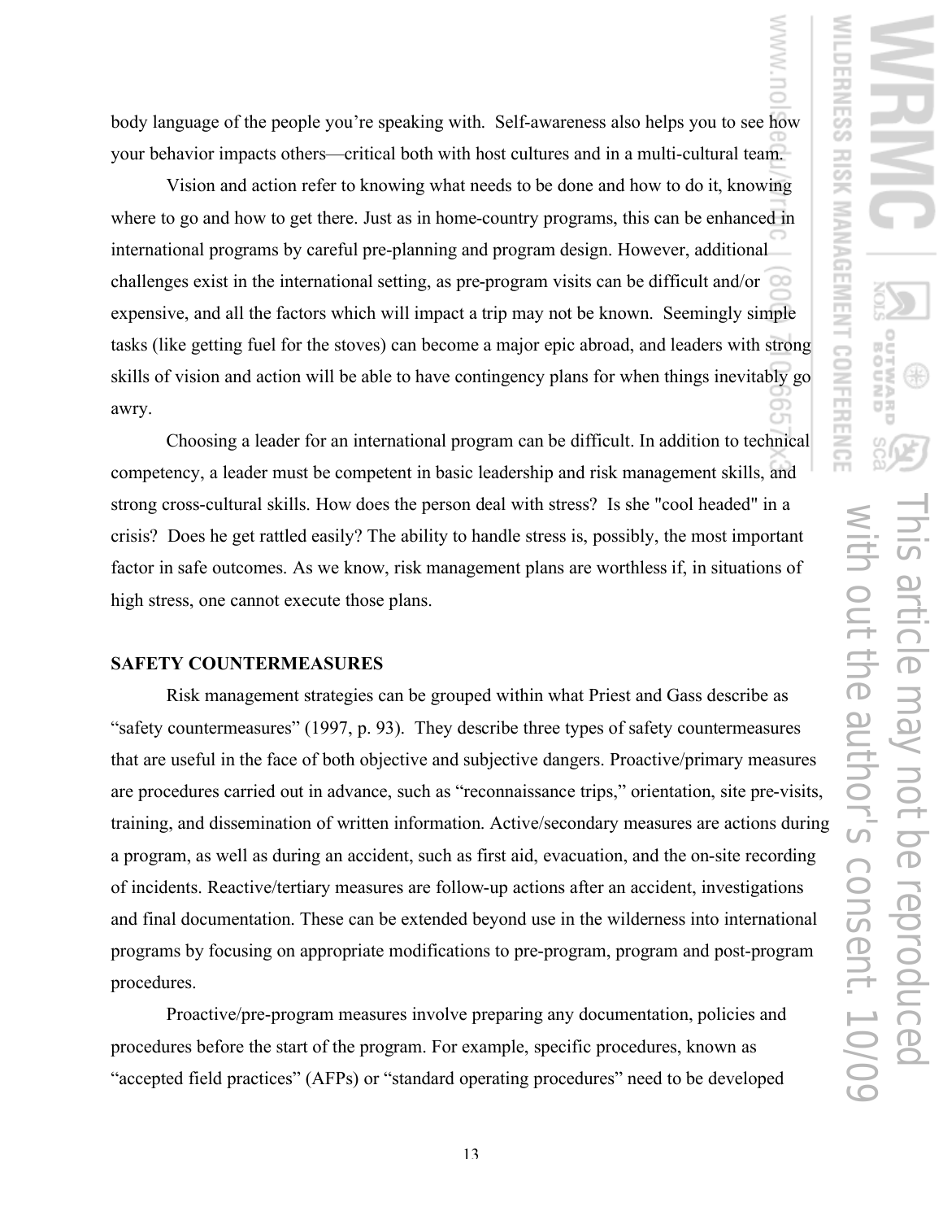body language of the people you're speaking with. Self-awareness also helps you to see how your behavior impacts others—critical both with host cultures and in a multi-cultural team.

Vision and action refer to knowing what needs to be done and how to do it, knowing where to go and how to get there. Just as in home-country programs, this can be enhanced in international programs by careful pre-planning and program design. However, additional challenges exist in the international setting, as pre-program visits can be difficult and/or expensive, and all the factors which will impact a trip may not be known. Seemingly simple tasks (like getting fuel for the stoves) can become a major epic abroad, and leaders with strong skills of vision and action will be able to have contingency plans for when things inevitably go awry.

Choosing a leader for an international program can be difficult. In addition to technical competency, a leader must be competent in basic leadership and risk management skills, and strong cross-cultural skills. How does the person deal with stress? Is she "cool headed" in a crisis? Does he get rattled easily? The ability to handle stress is, possibly, the most important factor in safe outcomes. As we know, risk management plans are worthless if, in situations of high stress, one cannot execute those plans.

## SAFETY COUNTERMEASURES

Risk management strategies can be grouped within what Priest and Gass describe as "safety countermeasures" (1997, p. 93). They describe three types of safety countermeasures that are useful in the face of both objective and subjective dangers. Proactive/primary measures are procedures carried out in advance, such as "reconnaissance trips," orientation, site pre-visits, training, and dissemination of written information. Active/secondary measures are actions during a program, as well as during an accident, such as first aid, evacuation, and the on-site recording of incidents. Reactive/tertiary measures are follow-up actions after an accident, investigations and final documentation. These can be extended beyond use in the wilderness into international programs by focusing on appropriate modifications to pre-program, program and post-program procedures.

Proactive/pre-program measures involve preparing any documentation, policies and procedures before the start of the program. For example, specific procedures, known as "accepted field practices" (AFPs) or "standard operating procedures" need to be developed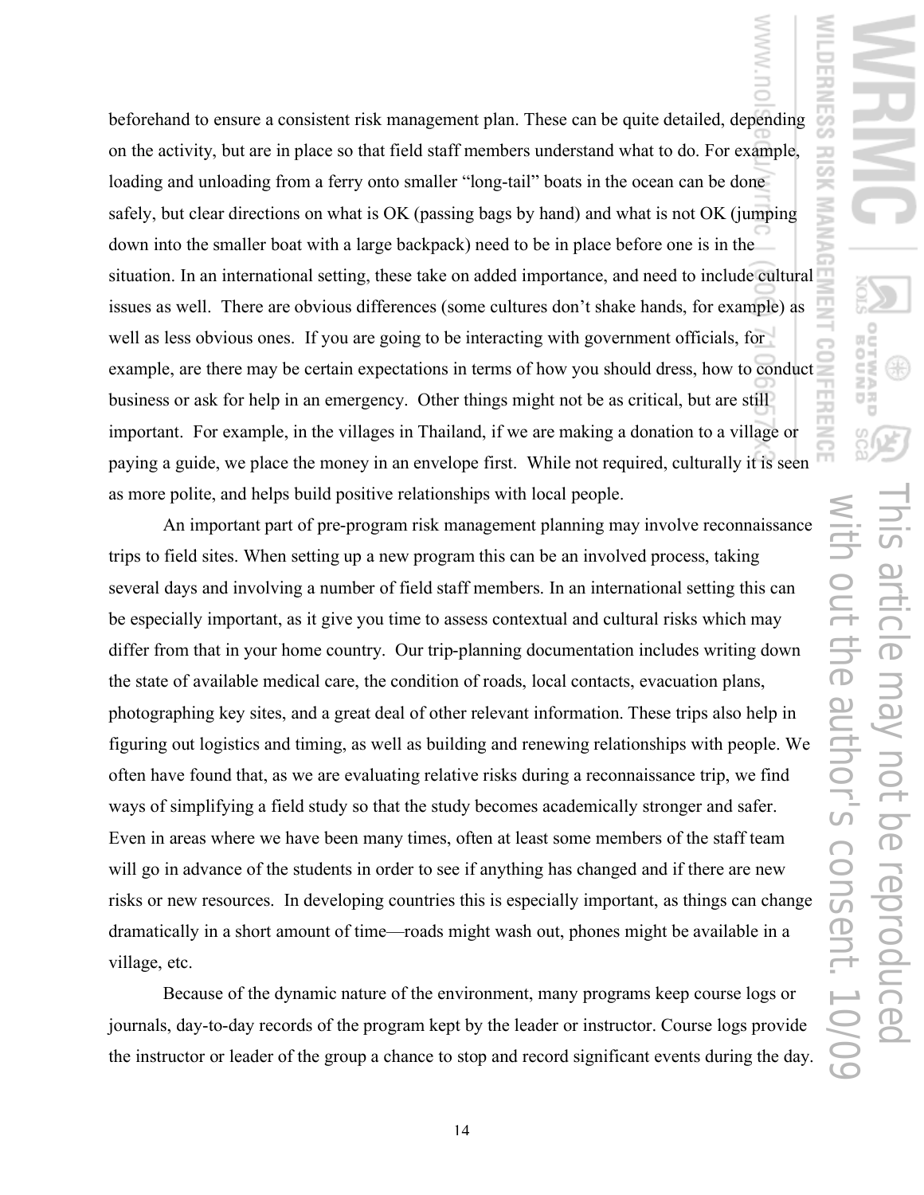beforehand to ensure a consistent risk management plan. These can be quite detailed, depending on the activity, but are in place so that field staff members understand what to do. For example, loading and unloading from a ferry onto smaller "long-tail" boats in the ocean can be done safely, but clear directions on what is OK (passing bags by hand) and what is not OK (jumping down into the smaller boat with a large backpack) need to be in place before one is in the situation. In an international setting, these take on added importance, and need to include cultural issues as well. There are obvious differences (some cultures don't shake hands, for example) as well as less obvious ones. If you are going to be interacting with government officials, for example, are there may be certain expectations in terms of how you should dress, how to conduct business or ask for help in an emergency. Other things might not be as critical, but are still important. For example, in the villages in Thailand, if we are making a donation to a village or paying a guide, we place the money in an envelope first. While not required, culturally it is seen as more polite, and helps build positive relationships with local people.

An important part of pre-program risk management planning may involve reconnaissance trips to field sites. When setting up a new program this can be an involved process, taking several days and involving a number of field staff members. In an international setting this can be especially important, as it give you time to assess contextual and cultural risks which may differ from that in your home country. Our trip-planning documentation includes writing down the state of available medical care, the condition of roads, local contacts, evacuation plans, photographing key sites, and a great deal of other relevant information. These trips also help in figuring out logistics and timing, as well as building and renewing relationships with people. We often have found that, as we are evaluating relative risks during a reconnaissance trip, we find ways of simplifying a field study so that the study becomes academically stronger and safer. Even in areas where we have been many times, often at least some members of the staff team will go in advance of the students in order to see if anything has changed and if there are new risks or new resources. In developing countries this is especially important, as things can change dramatically in a short amount of time—roads might wash out, phones might be available in a village, etc.

Because of the dynamic nature of the environment, many programs keep course logs or journals, day-to-day records of the program kept by the leader or instructor. Course logs provide the instructor or leader of the group a chance to stop and record significant events during the day.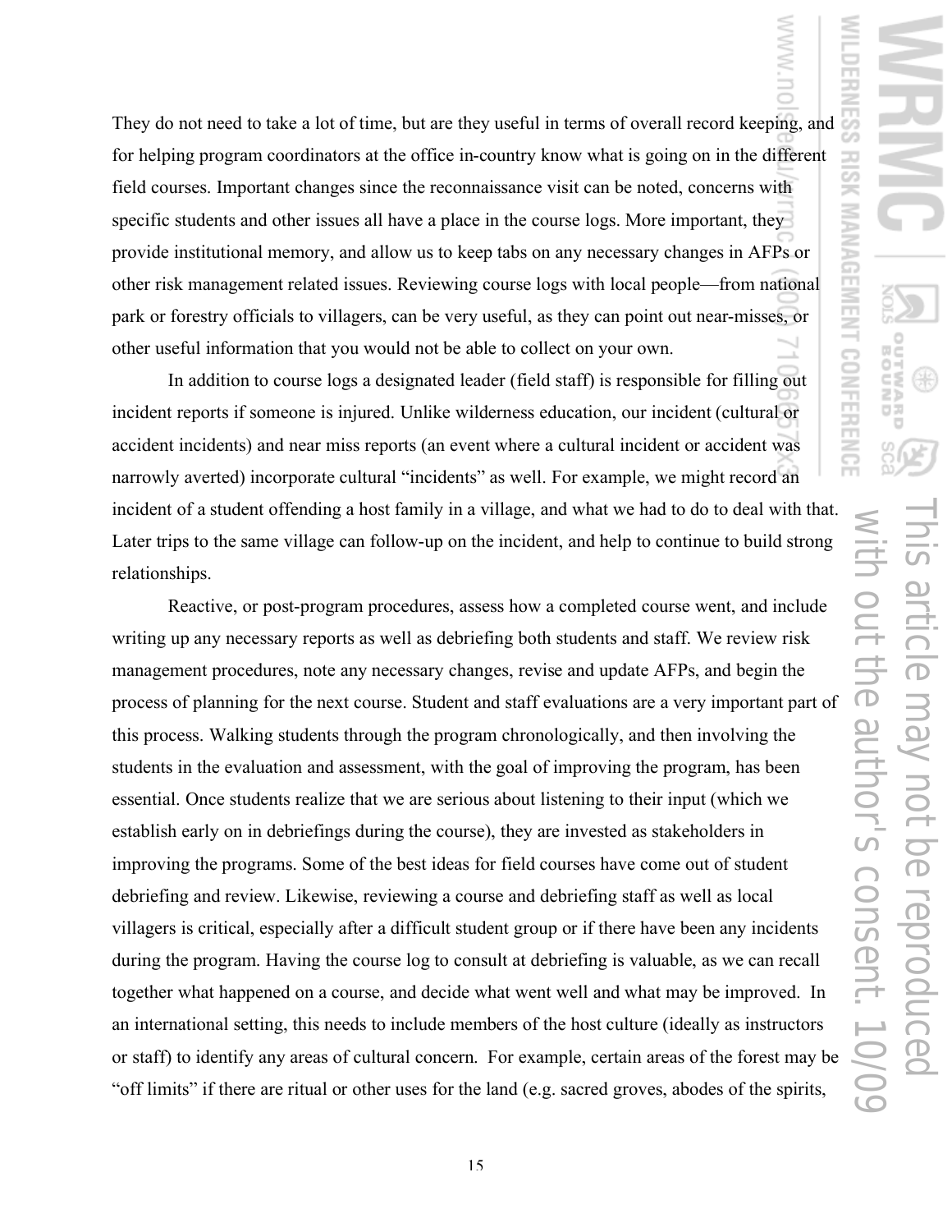They do not need to take a lot of time, but are they useful in terms of overall record keeping, and for helping program coordinators at the office in-country know what is going on in the different field courses. Important changes since the reconnaissance visit can be noted, concerns with specific students and other issues all have a place in the course logs. More important, they provide institutional memory, and allow us to keep tabs on any necessary changes in AFPs or other risk management related issues. Reviewing course logs with local people—from national park or forestry officials to villagers, can be very useful, as they can point out near-misses, or other useful information that you would not be able to collect on your own.

In addition to course logs a designated leader (field staff) is responsible for filling out incident reports if someone is injured. Unlike wilderness education, our incident (cultural or accident incidents) and near miss reports (an event where a cultural incident or accident was narrowly averted) incorporate cultural "incidents" as well. For example, we might record an incident of a student offending a host family in a village, and what we had to do to deal with that. Later trips to the same village can follow-up on the incident, and help to continue to build strong relationships.

Reactive, or post-program procedures, assess how a completed course went, and include writing up any necessary reports as well as debriefing both students and staff. We review risk management procedures, note any necessary changes, revise and update AFPs, and begin the process of planning for the next course. Student and staff evaluations are a very important part of this process. Walking students through the program chronologically, and then involving the students in the evaluation and assessment, with the goal of improving the program, has been essential. Once students realize that we are serious about listening to their input (which we establish early on in debriefings during the course), they are invested as stakeholders in improving the programs. Some of the best ideas for field courses have come out of student debriefing and review. Likewise, reviewing a course and debriefing staff as well as local villagers is critical, especially after a difficult student group or if there have been any incidents during the program. Having the course log to consult at debriefing is valuable, as we can recall together what happened on a course, and decide what went well and what may be improved. In an international setting, this needs to include members of the host culture (ideally as instructors or staff) to identify any areas of cultural concern. For example, certain areas of the forest may be "off limits" if there are ritual or other uses for the land (e.g. sacred groves, abodes of the spirits,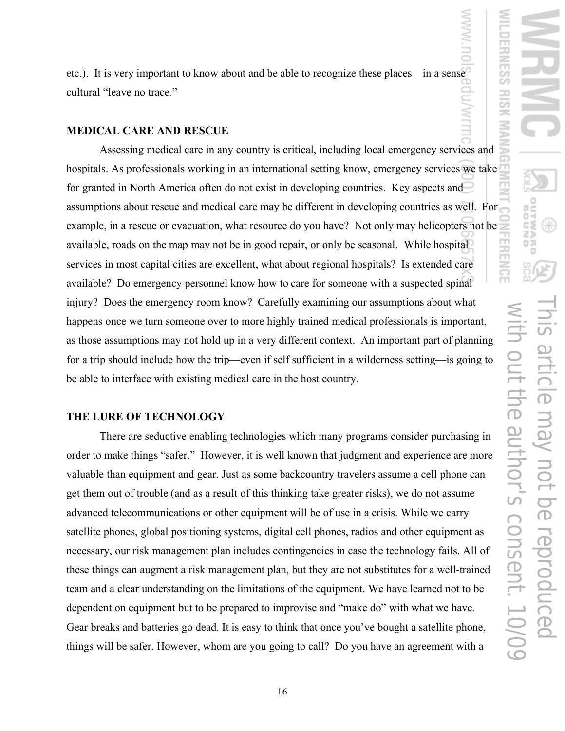etc.). It is very important to know about and be able to recognize these places—in a sense cultural "leave no trace."

## MEDICAL CARE AND RESCUE

Assessing medical care in any country is critical, including local emergency services and hospitals. As professionals working in an international setting know, emergency services we take for granted in North America often do not exist in developing countries. Key aspects and assumptions about rescue and medical care may be different in developing countries as well. For example, in a rescue or evacuation, what resource do you have? Not only may helicopters not be available, roads on the map may not be in good repair, or only be seasonal. While hospital services in most capital cities are excellent, what about regional hospitals? Is extended care available? Do emergency personnel know how to care for someone with a suspected spinal injury? Does the emergency room know? Carefully examining our assumptions about what happens once we turn someone over to more highly trained medical professionals is important, as those assumptions may not hold up in a very different context. An important part of planning for a trip should include how the trip—even if self sufficient in a wilderness setting—is going to be able to interface with existing medical care in the host country.

## THE LURE OF TECHNOLOGY

There are seductive enabling technologies which many programs consider purchasing in order to make things "safer." However, it is well known that judgment and experience are more valuable than equipment and gear. Just as some backcountry travelers assume a cell phone can get them out of trouble (and as a result of this thinking take greater risks), we do not assume advanced telecommunications or other equipment will be of use in a crisis. While we carry satellite phones, global positioning systems, digital cell phones, radios and other equipment as necessary, our risk management plan includes contingencies in case the technology fails. All of these things can augment a risk management plan, but they are not substitutes for a well-trained team and a clear understanding on the limitations of the equipment. We have learned not to be dependent on equipment but to be prepared to improvise and "make do" with what we have. Gear breaks and batteries go dead. It is easy to think that once you've bought a satellite phone, things will be safer. However, whom are you going to call? Do you have an agreement with a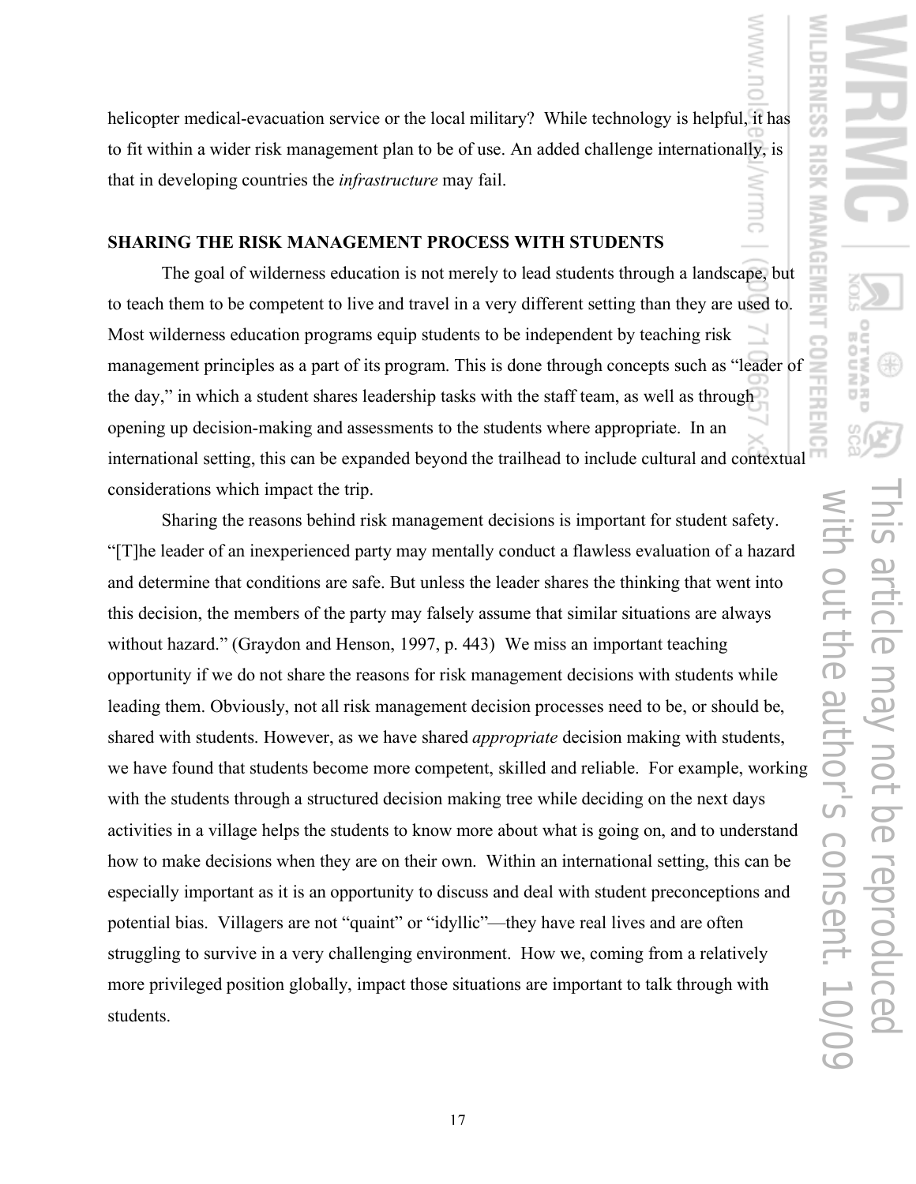helicopter medical-evacuation service or the local military? While technology is helpful, it has to fit within a wider risk management plan to be of use. An added challenge internationally, is that in developing countries the *infrastructure* may fail.

## SHARING THE RISK MANAGEMENT PROCESS WITH STUDENTS

The goal of wilderness education is not merely to lead students through a landscape, but to teach them to be competent to live and travel in a very different setting than they are used to. Most wilderness education programs equip students to be independent by teaching risk management principles as a part of its program. This is done through concepts such as "leader of the day," in which a student shares leadership tasks with the staff team, as well as through opening up decision-making and assessments to the students where appropriate. In an international setting, this can be expanded beyond the trailhead to include cultural and contextual considerations which impact the trip.

Sharing the reasons behind risk management decisions is important for student safety. "[T]he leader of an inexperienced party may mentally conduct a flawless evaluation of a hazard and determine that conditions are safe. But unless the leader shares the thinking that went into this decision, the members of the party may falsely assume that similar situations are always without hazard." (Graydon and Henson, 1997, p. 443) We miss an important teaching opportunity if we do not share the reasons for risk management decisions with students while leading them. Obviously, not all risk management decision processes need to be, or should be, shared with students. However, as we have shared *appropriate* decision making with students, we have found that students become more competent, skilled and reliable. For example, working with the students through a structured decision making tree while deciding on the next days activities in a village helps the students to know more about what is going on, and to understand how to make decisions when they are on their own. Within an international setting, this can be especially important as it is an opportunity to discuss and deal with student preconceptions and potential bias. Villagers are not "quaint" or "idyllic"—they have real lives and are often struggling to survive in a very challenging environment. How we, coming from a relatively more privileged position globally, impact those situations are important to talk through with students.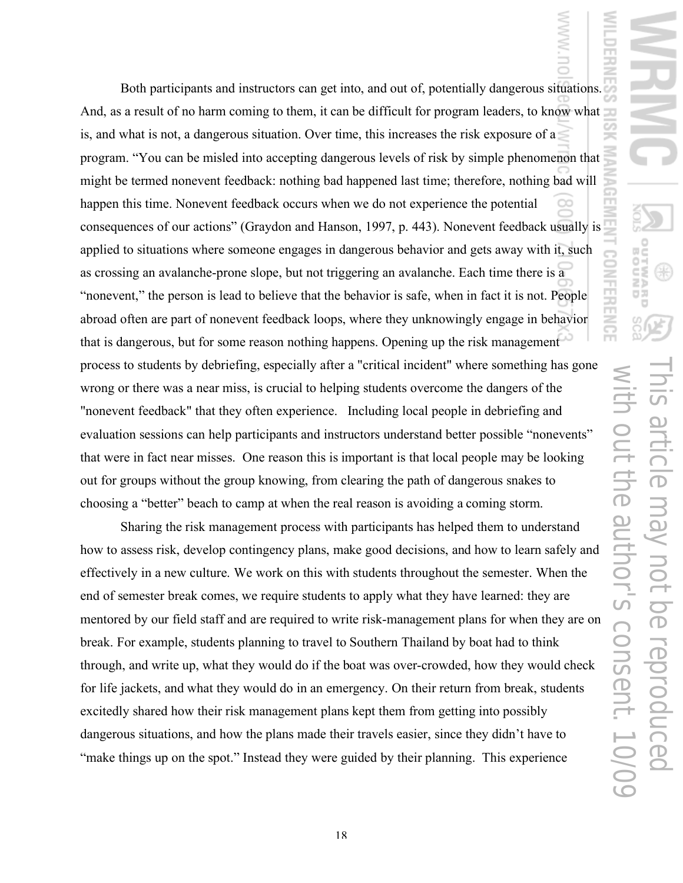Both participants and instructors can get into, and out of, potentially dangerous situations. And, as a result of no harm coming to them, it can be difficult for program leaders, to know what is, and what is not, a dangerous situation. Over time, this increases the risk exposure of a program. "You can be misled into accepting dangerous levels of risk by simple phenomenon that might be termed nonevent feedback: nothing bad happened last time; therefore, nothing bad will happen this time. Nonevent feedback occurs when we do not experience the potential consequences of our actions" (Graydon and Hanson, 1997, p. 443). Nonevent feedback usually is applied to situations where someone engages in dangerous behavior and gets away with it, such as crossing an avalanche-prone slope, but not triggering an avalanche. Each time there is a "nonevent," the person is lead to believe that the behavior is safe, when in fact it is not. People abroad often are part of nonevent feedback loops, where they unknowingly engage in behavior that is dangerous, but for some reason nothing happens. Opening up the risk management process to students by debriefing, especially after a "critical incident" where something has gone wrong or there was a near miss, is crucial to helping students overcome the dangers of the "nonevent feedback" that they often experience. Including local people in debriefing and evaluation sessions can help participants and instructors understand better possible "nonevents" that were in fact near misses. One reason this is important is that local people may be looking out for groups without the group knowing, from clearing the path of dangerous snakes to choosing a "better" beach to camp at when the real reason is avoiding a coming storm.

Sharing the risk management process with participants has helped them to understand how to assess risk, develop contingency plans, make good decisions, and how to learn safely and effectively in a new culture. We work on this with students throughout the semester. When the end of semester break comes, we require students to apply what they have learned: they are mentored by our field staff and are required to write risk-management plans for when they are on break. For example, students planning to travel to Southern Thailand by boat had to think through, and write up, what they would do if the boat was over-crowded, how they would check for life jackets, and what they would do in an emergency. On their return from break, students excitedly shared how their risk management plans kept them from getting into possibly dangerous situations, and how the plans made their travels easier, since they didn't have to "make things up on the spot." Instead they were guided by their planning. This experience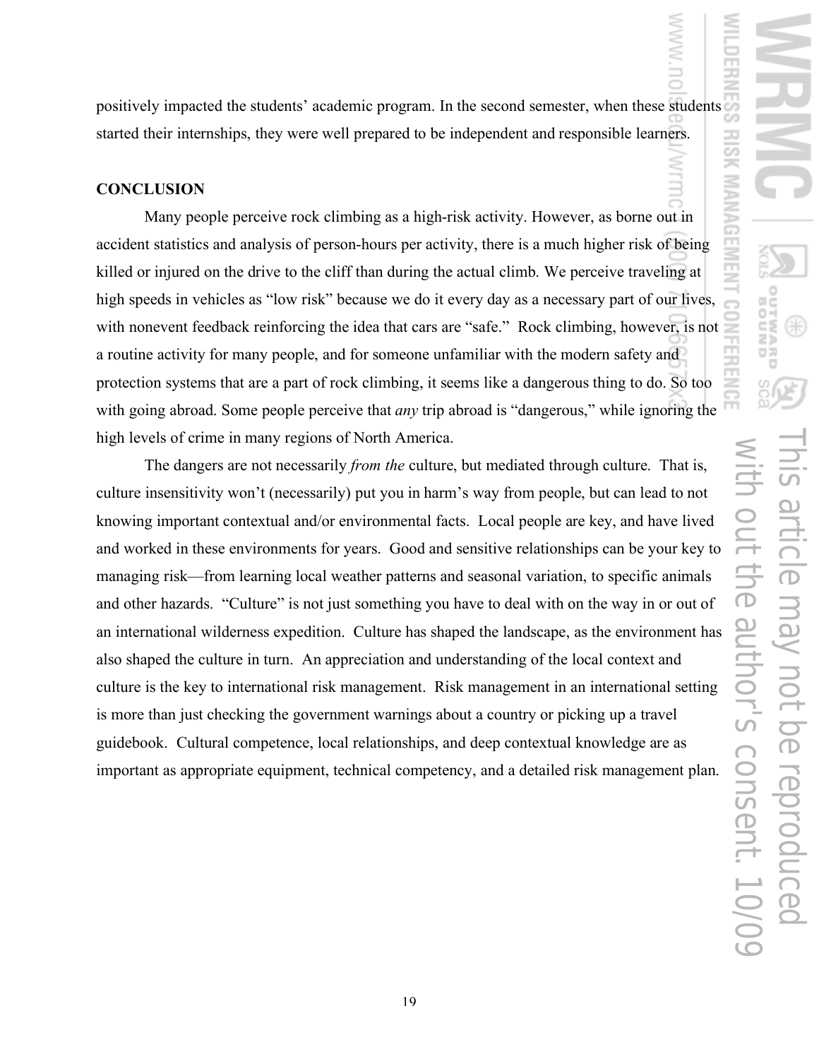positively impacted the students' academic program. In the second semester, when these students started their internships, they were well prepared to be independent and responsible learners.

**CONCLUSION**

Many people perceive rock climbing as a high-risk activity. However, as borne out in accident statistics and analysis of person-hours per activity, there is a much higher risk of being killed or injured on the drive to the cliff than during the actual climb. We perceive traveling at high speeds in vehicles as "low risk" because we do it every day as a necessary part of our lives, with nonevent feedback reinforcing the idea that cars are "safe." Rock climbing, however, is not a routine activity for many people, and for someone unfamiliar with the modern safety and protection systems that are a part of rock climbing, it seems like a dangerous thing to do. So too with going abroad. Some people perceive that *any* trip abroad is "dangerous," while ignoring the high levels of crime in many regions of North America.

The dangers are not necessarily *from the* culture, but mediated through culture. That is, culture insensitivity won't (necessarily) put you in harm's way from people, but can lead to not knowing important contextual and/or environmental facts. Local people are key, and have lived and worked in these environments for years. Good and sensitive relationships can be your key to managing risk—from learning local weather patterns and seasonal variation, to specific animals and other hazards. "Culture" is not just something you have to deal with on the way in or out of an international wilderness expedition. Culture has shaped the landscape, as the environment has also shaped the culture in turn. An appreciation and understanding of the local context and culture is the key to international risk management. Risk management in an international setting is more than just checking the government warnings about a country or picking up a travel guidebook. Cultural competence, local relationships, and deep contextual knowledge are as important as appropriate equipment, technical competency, and a detailed risk management plan.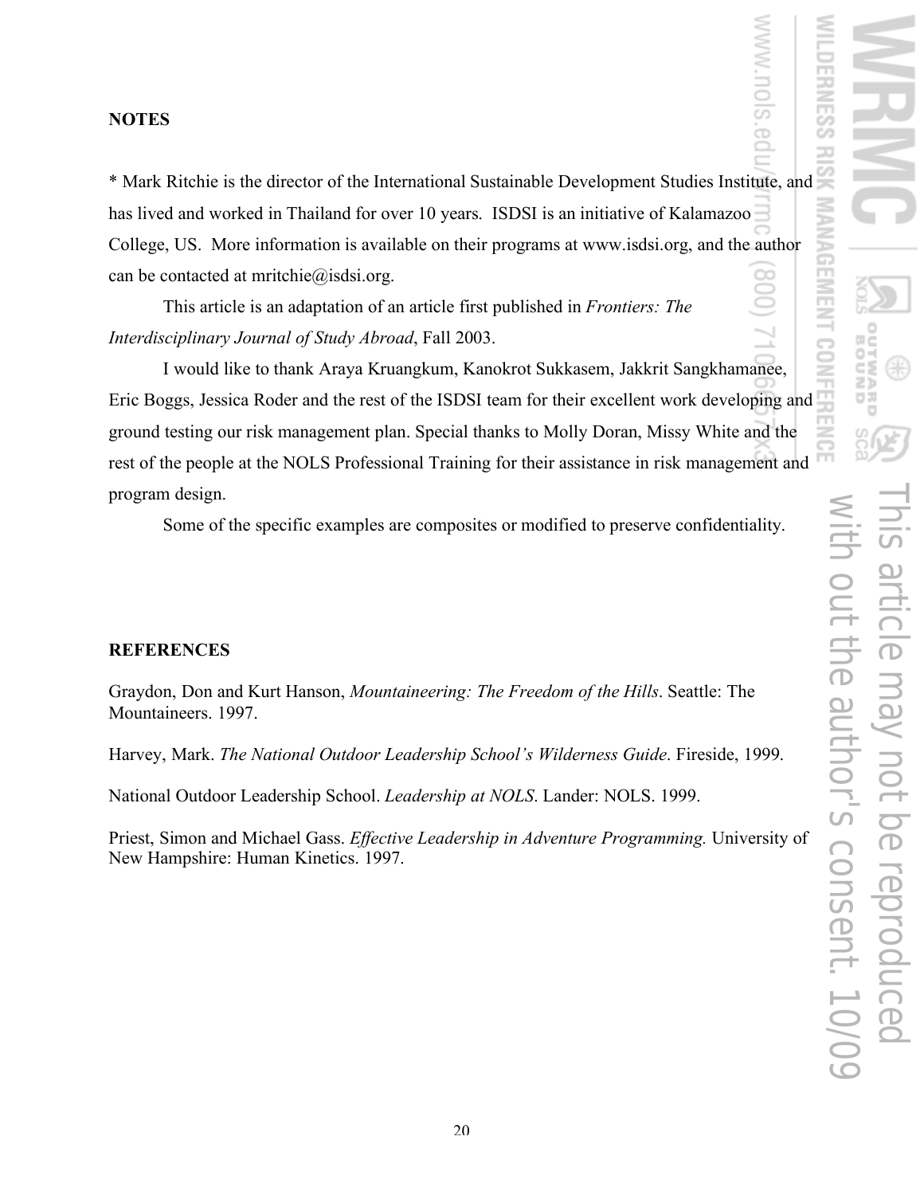**NOTES**

* Mark Ritchie is the director of the International Sustainable Development Studies Institute, and has lived and worked in Thailand for over 10 years. ISDSI is an initiative of Kalamazoo College, US. More information is available on their programs at www.isdsi.org, and the author can be contacted at mritchie@isdsi.org.

This article is an adaptation of an article first published in *Frontiers: The Interdisciplinary Journal of Study Abroad*, Fall 2003.

I would like to thank Araya Kruangkum, Kanokrot Sukkasem, Jakkrit Sangkhamanee, Eric Boggs, Jessica Roder and the rest of the ISDSI team for their excellent work developing and ground testing our risk management plan. Special thanks to Molly Doran, Missy White and the rest of the people at the NOLS Professional Training for their assistance in risk management and program design.

Some of the specific examples are composites or modified to preserve confidentiality.

**REFERENCES**

Graydon, Don and Kurt Hanson, *Mountaineering: The Freedom of the Hills*. Seattle: The Mountaineers. 1997.

Harvey, Mark. *The National Outdoor Leadership School's Wilderness Guide*. Fireside, 1999.

National Outdoor Leadership School. *Leadership at NOLS*. Lander: NOLS. 1999.

Priest, Simon and Michael Gass. *Effective Leadership in Adventure Programming.* University of New Hampshire: Human Kinetics. 1997.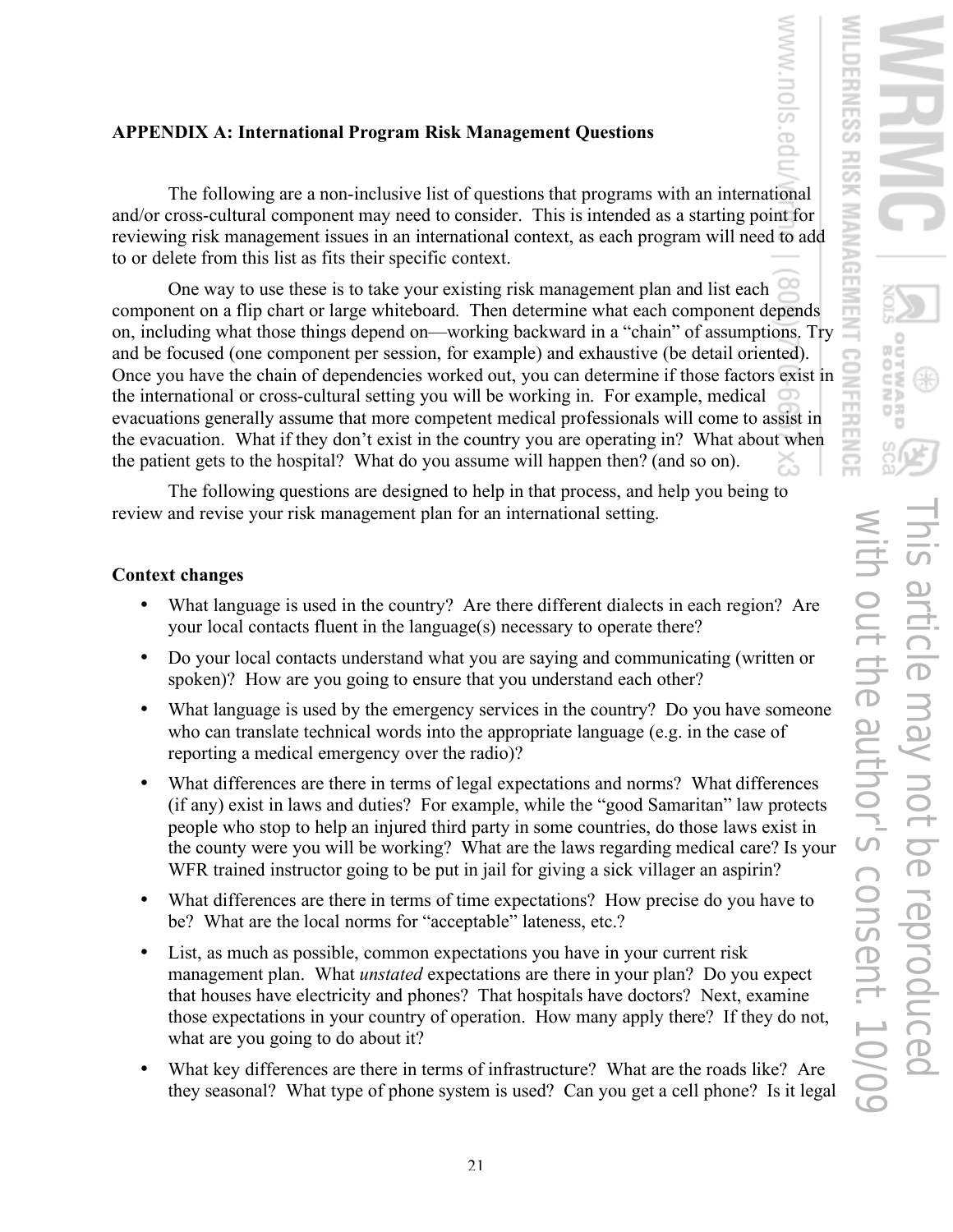**APPENDIX A: International Program Risk Management Questions**

The following are a non-inclusive list of questions that programs with an international and/or cross-cultural component may need to consider. This is intended as a starting point for reviewing risk management issues in an international context, as each program will need to add to or delete from this list as fits their specific context.

One way to use these is to take your existing risk management plan and list each component on a flip chart or large whiteboard. Then determine what each component depends on, including what those things depend on—working backward in a "chain" of assumptions. Try and be focused (one component per session, for example) and exhaustive (be detail oriented). Once you have the chain of dependencies worked out, you can determine if those factors exist in the international or cross-cultural setting you will be working in. For example, medical evacuations generally assume that more competent medical professionals will come to assist in the evacuation. What if they don't exist in the country you are operating in? What about when the patient gets to the hospital? What do you assume will happen then? (and so on).

The following questions are designed to help in that process, and help you being to review and revise your risk management plan for an international setting.

**Context changes**

- What language is used in the country? Are there different dialects in each region? Are your local contacts fluent in the language(s) necessary to operate there?
- Do your local contacts understand what you are saying and communicating (written or spoken)? How are you going to ensure that you understand each other?
- What language is used by the emergency services in the country? Do you have someone who can translate technical words into the appropriate language (e.g. in the case of reporting a medical emergency over the radio)?
- What differences are there in terms of legal expectations and norms? What differences (if any) exist in laws and duties? For example, while the "good Samaritan" law protects people who stop to help an injured third party in some countries, do those laws exist in the county were you will be working? What are the laws regarding medical care? Is your WFR trained instructor going to be put in jail for giving a sick villager an aspirin?
- What differences are there in terms of time expectations? How precise do you have to be? What are the local norms for "acceptable" lateness, etc.?
- List, as much as possible, common expectations you have in your current risk management plan. What *unstated* expectations are there in your plan? Do you expect that houses have electricity and phones? That hospitals have doctors? Next, examine those expectations in your country of operation. How many apply there? If they do not, what are you going to do about it?
- What key differences are there in terms of infrastructure? What are the roads like? Are they seasonal? What type of phone system is used? Can you get a cell phone? Is it legal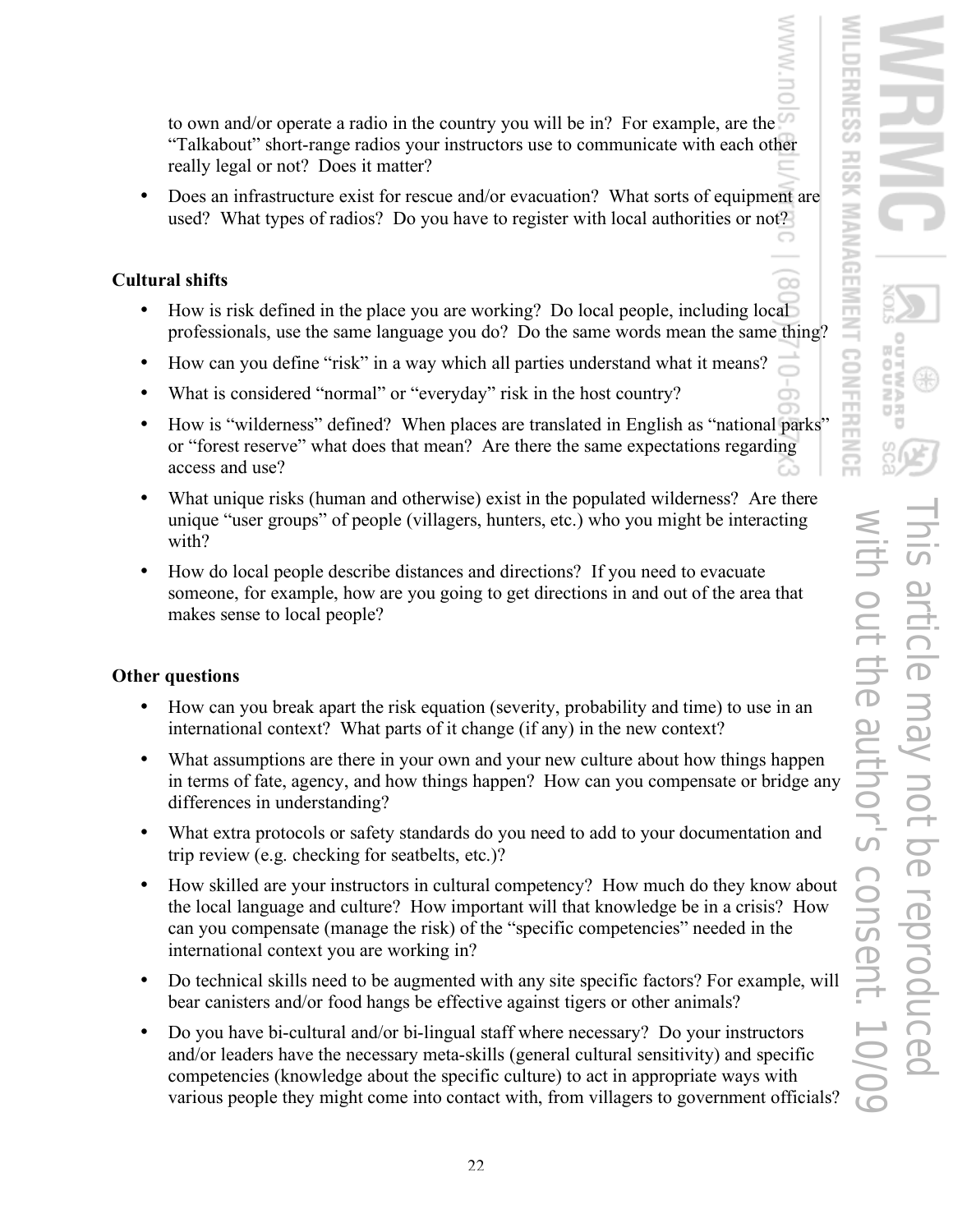to own and/or operate a radio in the country you will be in? For example, are the "Talkabout" short-range radios your instructors use to communicate with each other really legal or not? Does it matter?

- Does an infrastructure exist for rescue and/or evacuation? What sorts of equipment are used? What types of radios? Do you have to register with local authorities or not?

**Cultural shifts**

- How is risk defined in the place you are working? Do local people, including local professionals, use the same language you do? Do the same words mean the same thing?
- How can you define "risk" in a way which all parties understand what it means?
- What is considered "normal" or "everyday" risk in the host country?
- How is "wilderness" defined? When places are translated in English as "national parks" or "forest reserve" what does that mean? Are there the same expectations regarding access and use?
- What unique risks (human and otherwise) exist in the populated wilderness? Are there unique "user groups" of people (villagers, hunters, etc.) who you might be interacting with?
- How do local people describe distances and directions? If you need to evacuate someone, for example, how are you going to get directions in and out of the area that makes sense to local people?

**Other questions**

- How can you break apart the risk equation (severity, probability and time) to use in an international context? What parts of it change (if any) in the new context?
- What assumptions are there in your own and your new culture about how things happen in terms of fate, agency, and how things happen? How can you compensate or bridge any differences in understanding?
- What extra protocols or safety standards do you need to add to your documentation and trip review (e.g. checking for seatbelts, etc.)?
- How skilled are your instructors in cultural competency? How much do they know about the local language and culture? How important will that knowledge be in a crisis? How can you compensate (manage the risk) of the "specific competencies" needed in the international context you are working in?
- Do technical skills need to be augmented with any site specific factors? For example, will bear canisters and/or food hangs be effective against tigers or other animals?
- Do you have bi-cultural and/or bi-lingual staff where necessary? Do your instructors and/or leaders have the necessary meta-skills (general cultural sensitivity) and specific competencies (knowledge about the specific culture) to act in appropriate ways with various people they might come into contact with, from villagers to government officials?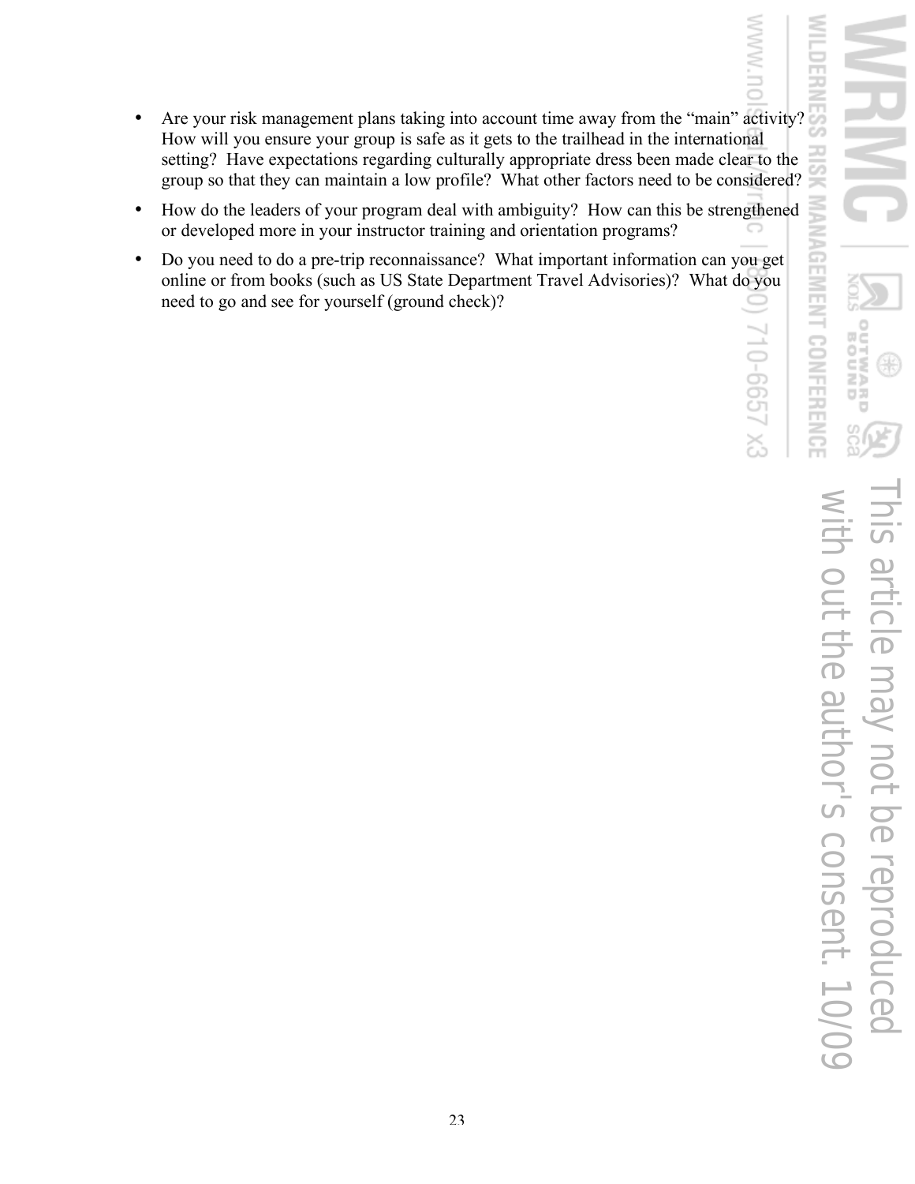- Are your risk management plans taking into account time away from the "main" activity? How will you ensure your group is safe as it gets to the trailhead in the international setting? Have expectations regarding culturally appropriate dress been made clear to the group so that they can maintain a low profile? What other factors need to be considered?
- How do the leaders of your program deal with ambiguity? How can this be strengthened or developed more in your instructor training and orientation programs?
- Do you need to do a pre-trip reconnaissance? What important information can you get online or from books (such as US State Department Travel Advisories)? What do you need to go and see for yourself (ground check)?